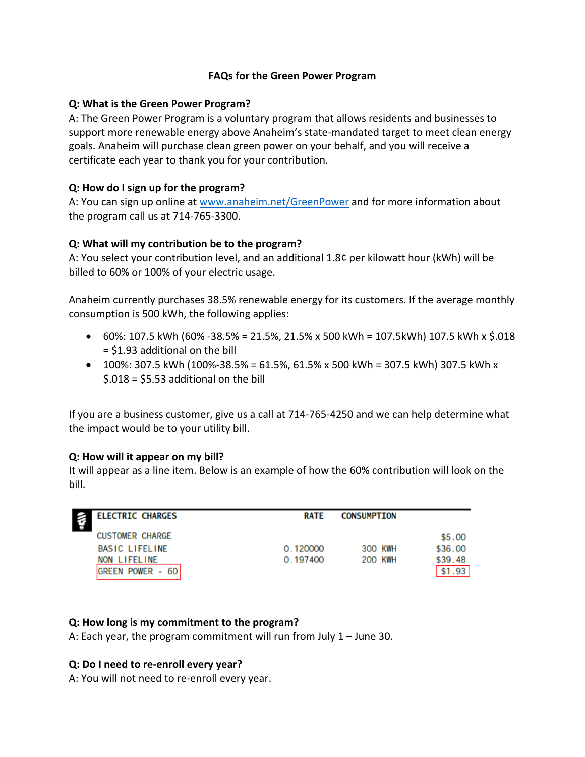# FAQs for the Green Power Program

### Q: What is the Green Power Program?

A: The Green Power Program is a voluntary program that allows residents and businesses to support more renewable energy above Anaheim's state-mandated target to meet clean energy goals. Anaheim will purchase clean green power on your behalf, and you will receive a certificate each year to thank you for your contribution.

### Q: How do I sign up for the program?

A: You can sign up online at [www.anaheim.net/GreenPower](http://www.anaheim.net/GreenPower) and for more information about the program call us at 714-765-3300.

### Q: What will my contribution be to the program?

A: You select your contribution level, and an additional 1.8¢ per kilowatt hour (kWh) will be billed to 60% or 100% of your electric usage.

Anaheim currently purchases 38.5% renewable energy for its customers. If the average monthly consumption is 500 kWh, the following applies:

- 60%: 107.5 kWh (60% -38.5% = 21.5%, 21.5% x 500 kWh = 107.5kWh) 107.5 kWh x $.018 = $1.93 additional on the bill
- 100%: 307.5 kWh (100%-38.5% = 61.5%, 61.5% x 500 kWh = 307.5 kWh) 307.5 kWh x $.018 = $5.53 additional on the bill

If you are a business customer, give us a call at 714-765-4250 and we can help determine what the impact would be to your utility bill.

### Q: How will it appear on my bill?

It will appear as a line item. Below is an example of how the 60% contribution will look on the bill.

| ELECTRIC CHARGES | RATE | CONSUMPTION | |
|---|---|---|---|
| CUSTOMER CHARGE | | | $5.00 |
| BASIC LIFELINE | 0.120000 | 300 KWH | $36.00 |
| NON LIFELINE | 0.197400 | 200 KWH | $39.48 |
| GREEN POWER - 60 | | | $1.93 |

### Q: How long is my commitment to the program?

A: Each year, the program commitment will run from July 1 – June 30.

### Q: Do I need to re-enroll every year?

A: You will not need to re-enroll every year.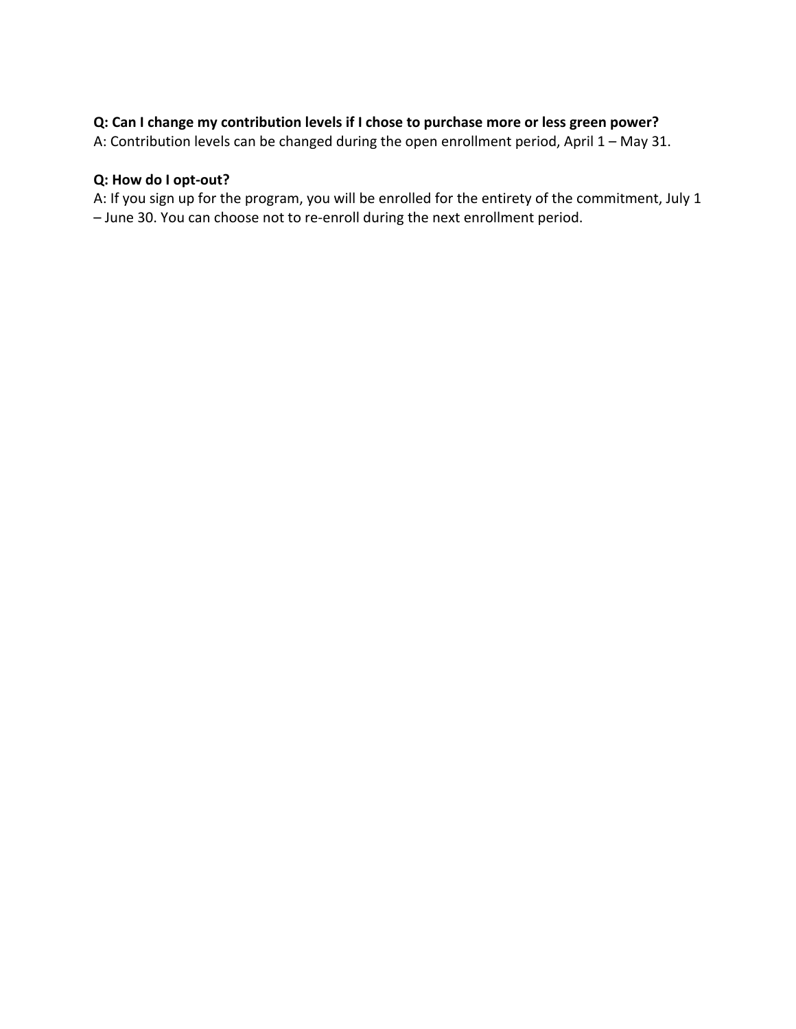**Q: Can I change my contribution levels if I chose to purchase more or less green power?**

A: Contribution levels can be changed during the open enrollment period, April 1 – May 31.

**Q: How do I opt-out?**

A: If you sign up for the program, you will be enrolled for the entirety of the commitment, July 1 – June 30. You can choose not to re-enroll during the next enrollment period.